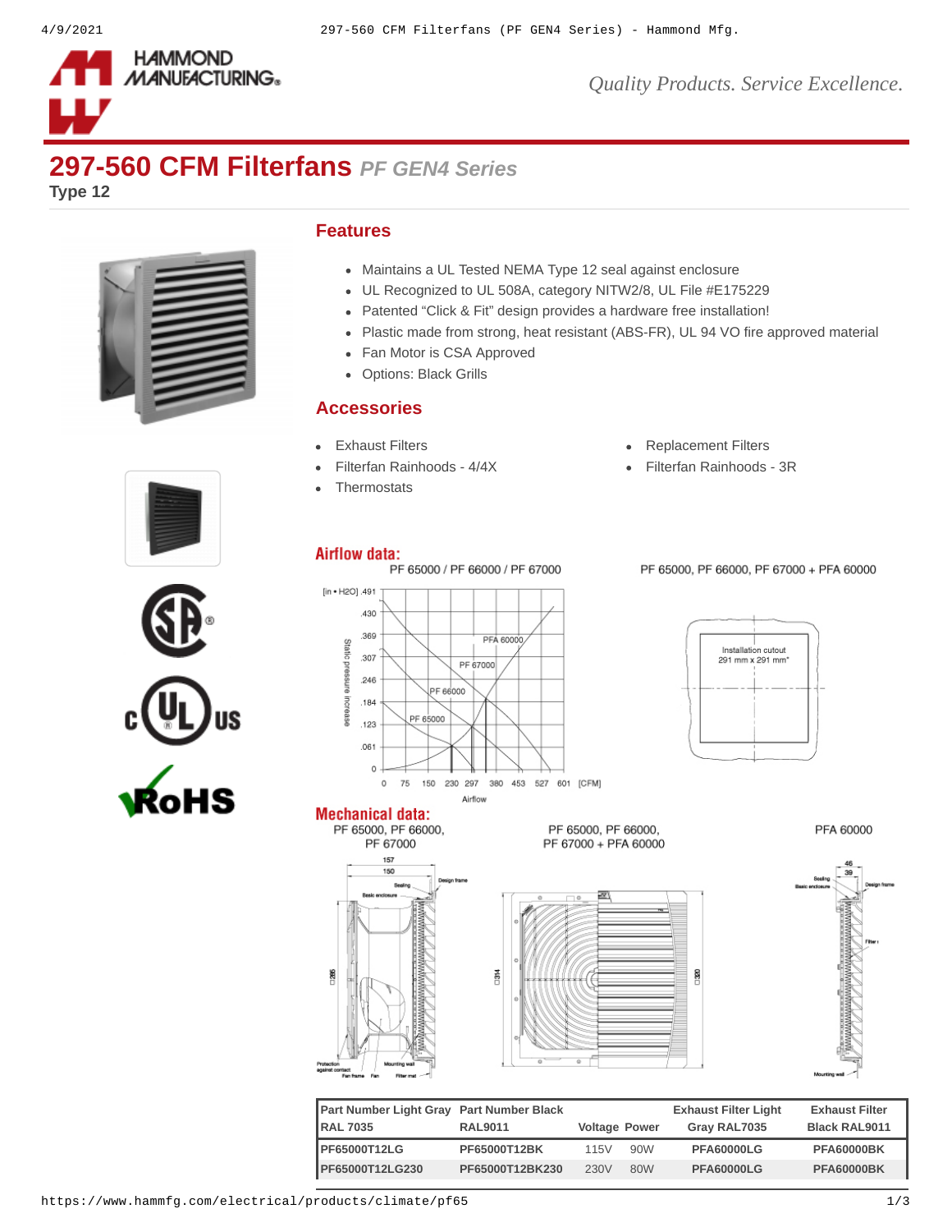# 297-560 CFM Filterfans *PF GEN4 Series*

**Type 12**

## Features

- Maintains a UL Tested NEMA Type 12 seal against enclosure
- UL Recognized to UL 508A, category NITW2/8, UL File #E175229
- Patented "Click & Fit" design provides a hardware free installation!
- Plastic made from strong, heat resistant (ABS-FR), UL 94 VO fire approved material
- Fan Motor is CSA Approved
- Options: Black Grills

## Accessories

- Exhaust Filters
- Filterfan Rainhoods - 4/4X
- Thermostats
- Replacement Filters
- Filterfan Rainhoods - 3R

## Airflow data:

PF 65000 / PF 66000 / PF 67000

PF 65000, PF 66000, PF 67000 + PFA 60000

Installation cutout 291 mm x 291 mm*

## Mechanical data:

PF 65000, PF 66000, PF 67000

PF 65000, PF 66000, PF 67000 + PFA 60000

PFA 60000

| Part Number Light Gray RAL 7035 | Part Number Black RAL9011 | Voltage | Power | Exhaust Filter Light Gray RAL7035 | Exhaust Filter Black RAL9011 |
|---|---|---|---|---|---|
| PF65000T12LG | PF65000T12BK | 115V | 90W | PFA60000LG | PFA60000BK |
| PF65000T12LG230 | PF65000T12BK230 | 230V | 80W | PFA60000LG | PFA60000BK |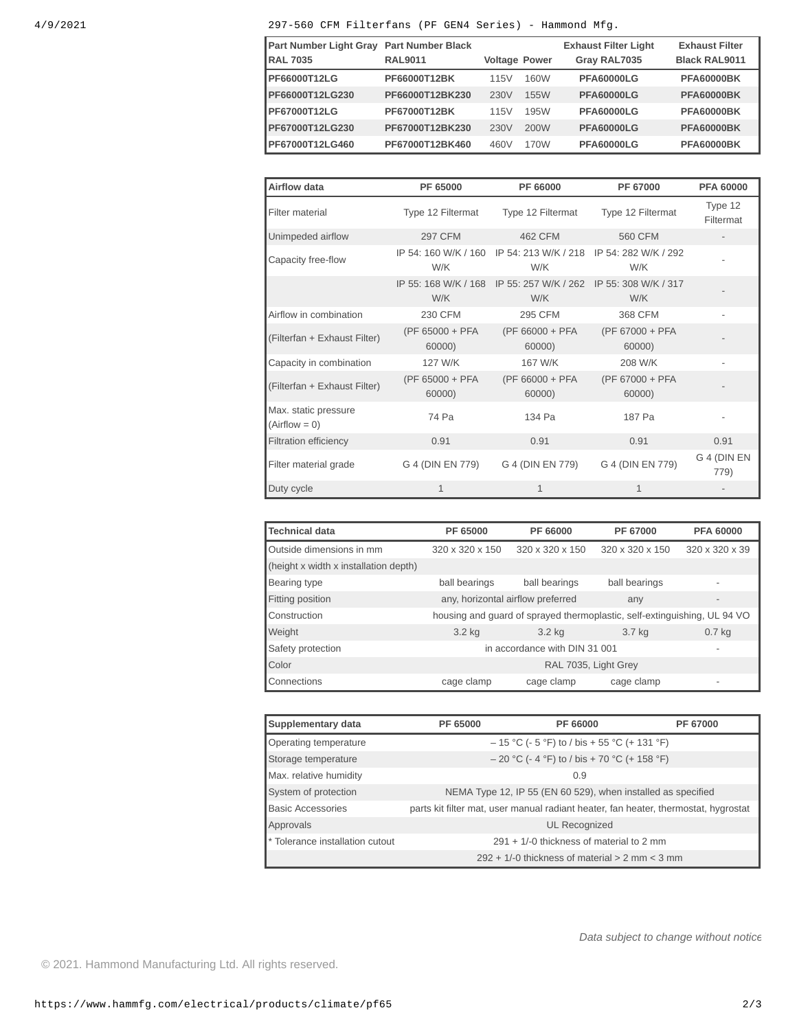| Part Number Light Gray RAL 7035 | Part Number Black RAL9011 | Voltage | Power | Exhaust Filter Light Gray RAL7035 | Exhaust Filter Black RAL9011 |
|---|---|---|---|---|---|
| PF66000T12LG | PF66000T12BK | 115V | 160W | PFA60000LG | PFA60000BK |
| PF66000T12LG230 | PF66000T12BK230 | 230V | 155W | PFA60000LG | PFA60000BK |
| PF67000T12LG | PF67000T12BK | 115V | 195W | PFA60000LG | PFA60000BK |
| PF67000T12LG230 | PF67000T12BK230 | 230V | 200W | PFA60000LG | PFA60000BK |
| PF67000T12LG460 | PF67000T12BK460 | 460V | 170W | PFA60000LG | PFA60000BK |

| Airflow data | PF 65000 | PF 66000 | PF 67000 | PFA 60000 |
|---|---|---|---|---|
| Filter material | Type 12 Filtermat | Type 12 Filtermat | Type 12 Filtermat | Type 12 Filtermat |
| Unimpeded airflow | 297 CFM | 462 CFM | 560 CFM | - |
| Capacity free-flow | IP 54: 160 W/K / 160 W/K | IP 54: 213 W/K / 218 W/K | IP 54: 282 W/K / 292 W/K | - |
| | IP 55: 168 W/K / 168 W/K | IP 55: 257 W/K / 262 W/K | IP 55: 308 W/K / 317 W/K | - |
| Airflow in combination | 230 CFM | 295 CFM | 368 CFM | - |
| (Filterfan + Exhaust Filter) | (PF 65000 + PFA 60000) | (PF 66000 + PFA 60000) | (PF 67000 + PFA 60000) | - |
| Capacity in combination | 127 W/K | 167 W/K | 208 W/K | - |
| (Filterfan + Exhaust Filter) | (PF 65000 + PFA 60000) | (PF 66000 + PFA 60000) | (PF 67000 + PFA 60000) | - |
| Max. static pressure (Airflow = 0) | 74 Pa | 134 Pa | 187 Pa | - |
| Filtration efficiency | 0.91 | 0.91 | 0.91 | 0.91 |
| Filter material grade | G 4 (DIN EN 779) | G 4 (DIN EN 779) | G 4 (DIN EN 779) | G 4 (DIN EN 779) |
| Duty cycle | 1 | 1 | 1 | - |

| Technical data | PF 65000 | PF 66000 | PF 67000 | PFA 60000 |
|---|---|---|---|---|
| Outside dimensions in mm | 320 x 320 x 150 | 320 x 320 x 150 | 320 x 320 x 150 | 320 x 320 x 39 |
| (height x width x installation depth) | | | | |
| Bearing type | ball bearings | ball bearings | ball bearings | - |
| Fitting position | any, horizontal airflow preferred | | any | - |
| Construction | housing and guard of sprayed thermoplastic, self-extinguishing, UL 94 VO | | | |
| Weight | 3.2 kg | 3.2 kg | 3.7 kg | 0.7 kg |
| Safety protection | in accordance with DIN 31 001 | | | - |
| Color | RAL 7035, Light Grey | | | |
| Connections | cage clamp | cage clamp | cage clamp | - |

| Supplementary data | PF 65000 | PF 66000 | PF 67000 |
|---|---|---|---|
| Operating temperature | – 15 °C (- 5 °F) to / bis + 55 °C (+ 131 °F) | | |
| Storage temperature | – 20 °C (- 4 °F) to / bis + 70 °C (+ 158 °F) | | |
| Max. relative humidity | 0.9 | | |
| System of protection | NEMA Type 12, IP 55 (EN 60 529), when installed as specified | | |
| Basic Accessories | parts kit filter mat, user manual radiant heater, fan heater, thermostat, hygrostat | | |
| Approvals | UL Recognized | | |
| * Tolerance installation cutout | 291 + 1/-0 thickness of material to 2 mm | | |
| | 292 + 1/-0 thickness of material > 2 mm < 3 mm | | |

*Data subject to change without notice*

© 2021. Hammond Manufacturing Ltd. All rights reserved.